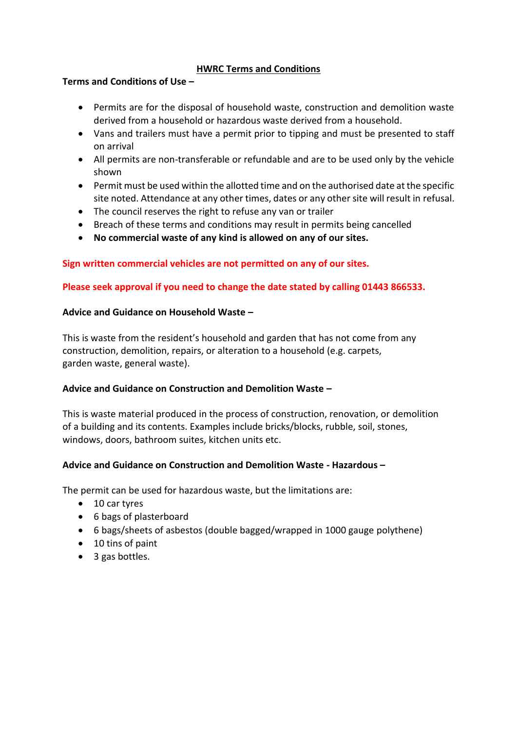# HWRC Terms and Conditions

**Terms and Conditions of Use –**

- Permits are for the disposal of household waste, construction and demolition waste derived from a household or hazardous waste derived from a household.
- Vans and trailers must have a permit prior to tipping and must be presented to staff on arrival
- All permits are non-transferable or refundable and are to be used only by the vehicle shown
- Permit must be used within the allotted time and on the authorised date at the specific site noted. Attendance at any other times, dates or any other site will result in refusal.
- The council reserves the right to refuse any van or trailer
- Breach of these terms and conditions may result in permits being cancelled
- **No commercial waste of any kind is allowed on any of our sites.**

**Sign written commercial vehicles are not permitted on any of our sites.**

**Please seek approval if you need to change the date stated by calling 01443 866533.**

**Advice and Guidance on Household Waste –**

This is waste from the resident's household and garden that has not come from any construction, demolition, repairs, or alteration to a household (e.g. carpets, garden waste, general waste).

**Advice and Guidance on Construction and Demolition Waste –**

This is waste material produced in the process of construction, renovation, or demolition of a building and its contents. Examples include bricks/blocks, rubble, soil, stones, windows, doors, bathroom suites, kitchen units etc.

**Advice and Guidance on Construction and Demolition Waste - Hazardous –**

The permit can be used for hazardous waste, but the limitations are:

- 10 car tyres
- 6 bags of plasterboard
- 6 bags/sheets of asbestos (double bagged/wrapped in 1000 gauge polythene)
- 10 tins of paint
- 3 gas bottles.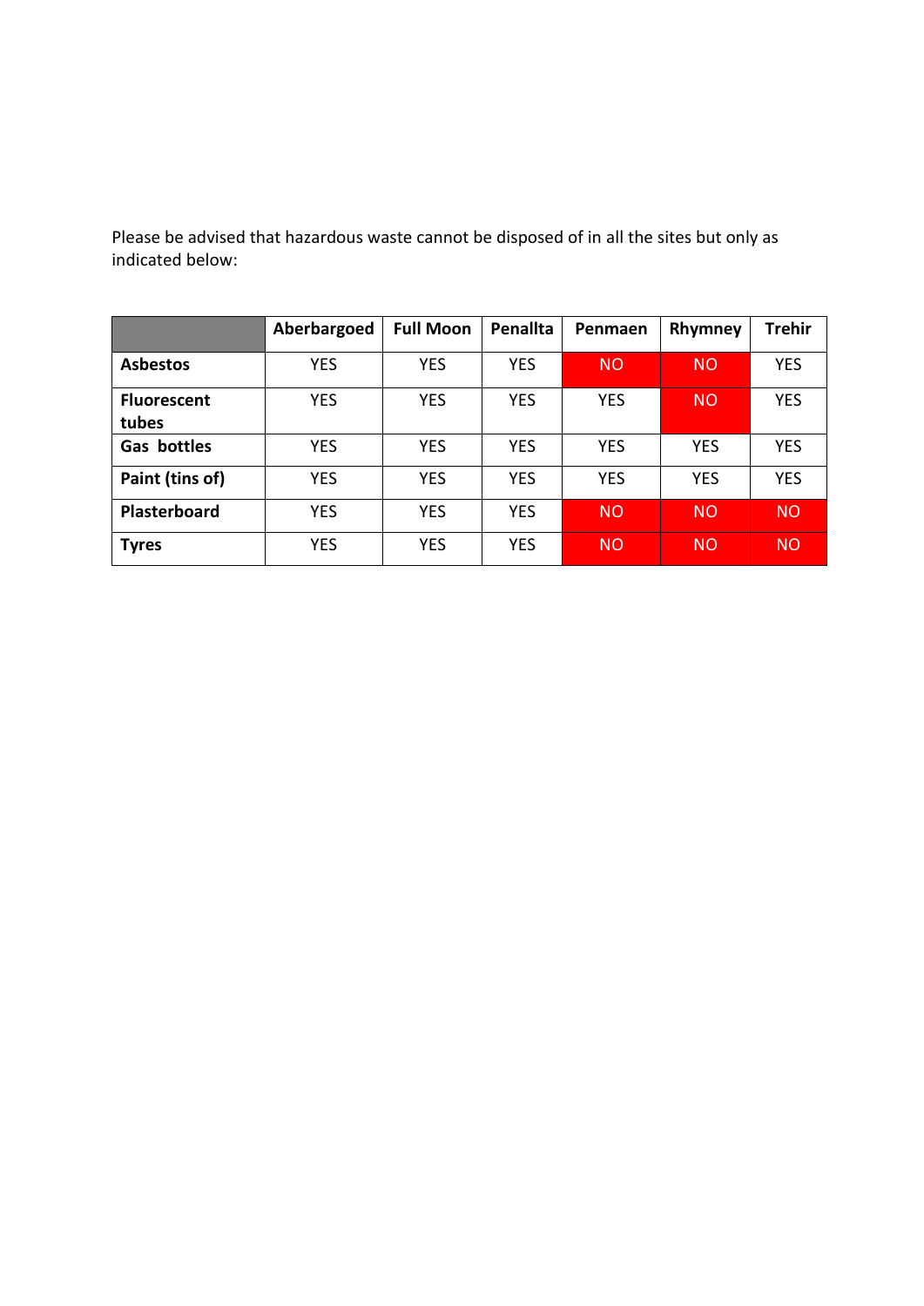Please be advised that hazardous waste cannot be disposed of in all the sites but only as indicated below:

| | Aberbargoed | Full Moon | Penallta | Penmaen | Rhymney | Trehir |
|---|---|---|---|---|---|---|
| **Asbestos** | YES | YES | YES | NO | NO | YES |
| **Fluorescent tubes** | YES | YES | YES | YES | NO | YES |
| **Gas bottles** | YES | YES | YES | YES | YES | YES |
| **Paint (tins of)** | YES | YES | YES | YES | YES | YES |
| **Plasterboard** | YES | YES | YES | NO | NO | NO |
| **Tyres** | YES | YES | YES | NO | NO | NO |